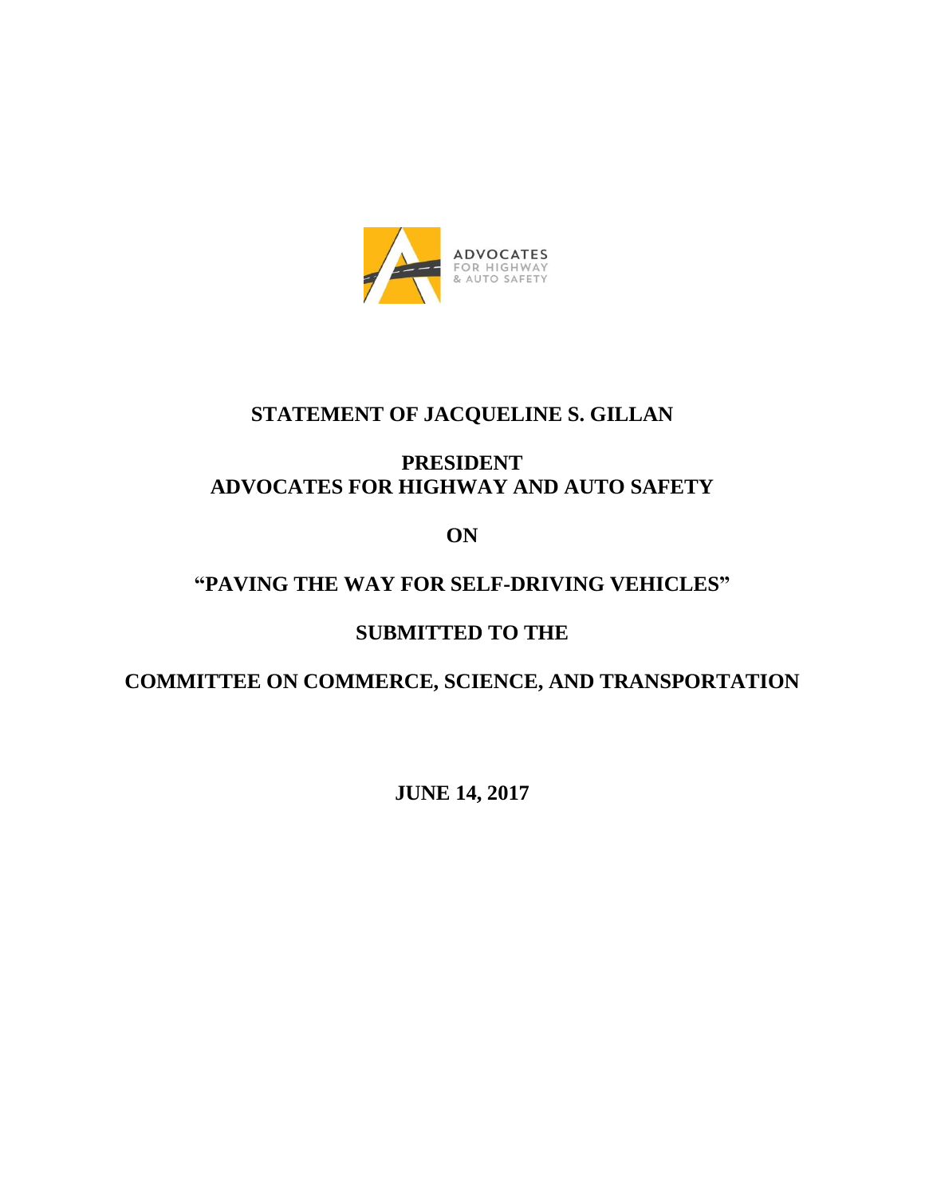ADVOCATES
FOR HIGHWAY
& AUTO SAFETY

**STATEMENT OF JACQUELINE S. GILLAN**

**PRESIDENT**
**ADVOCATES FOR HIGHWAY AND AUTO SAFETY**

**ON**

**"PAVING THE WAY FOR SELF-DRIVING VEHICLES"**

**SUBMITTED TO THE**

**COMMITTEE ON COMMERCE, SCIENCE, AND TRANSPORTATION**

**JUNE 14, 2017**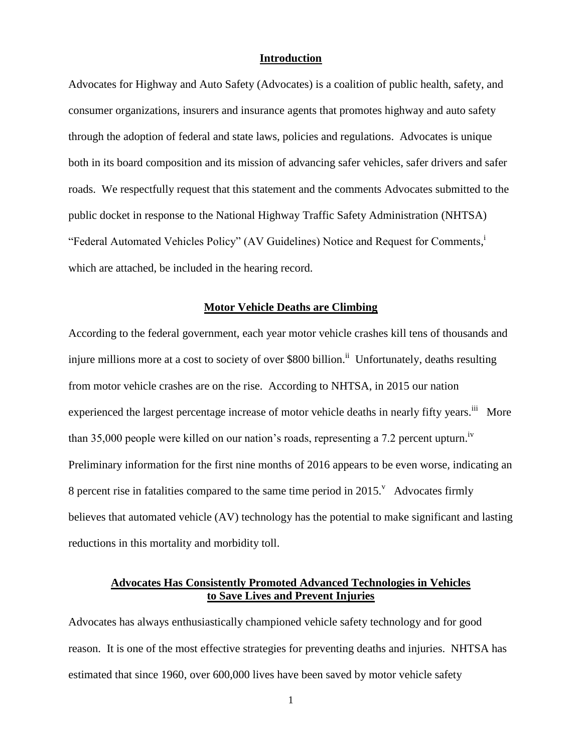## Introduction

Advocates for Highway and Auto Safety (Advocates) is a coalition of public health, safety, and consumer organizations, insurers and insurance agents that promotes highway and auto safety through the adoption of federal and state laws, policies and regulations. Advocates is unique both in its board composition and its mission of advancing safer vehicles, safer drivers and safer roads. We respectfully request that this statement and the comments Advocates submitted to the public docket in response to the National Highway Traffic Safety Administration (NHTSA) "Federal Automated Vehicles Policy" (AV Guidelines) Notice and Request for Comments,[i] which are attached, be included in the hearing record.

## Motor Vehicle Deaths are Climbing

According to the federal government, each year motor vehicle crashes kill tens of thousands and injure millions more at a cost to society of over $800 billion.[ii] Unfortunately, deaths resulting from motor vehicle crashes are on the rise. According to NHTSA, in 2015 our nation experienced the largest percentage increase of motor vehicle deaths in nearly fifty years.[iii] More than 35,000 people were killed on our nation's roads, representing a 7.2 percent upturn.[iv] Preliminary information for the first nine months of 2016 appears to be even worse, indicating an 8 percent rise in fatalities compared to the same time period in 2015.[v] Advocates firmly believes that automated vehicle (AV) technology has the potential to make significant and lasting reductions in this mortality and morbidity toll.

## Advocates Has Consistently Promoted Advanced Technologies in Vehicles to Save Lives and Prevent Injuries

Advocates has always enthusiastically championed vehicle safety technology and for good reason. It is one of the most effective strategies for preventing deaths and injuries. NHTSA has estimated that since 1960, over 600,000 lives have been saved by motor vehicle safety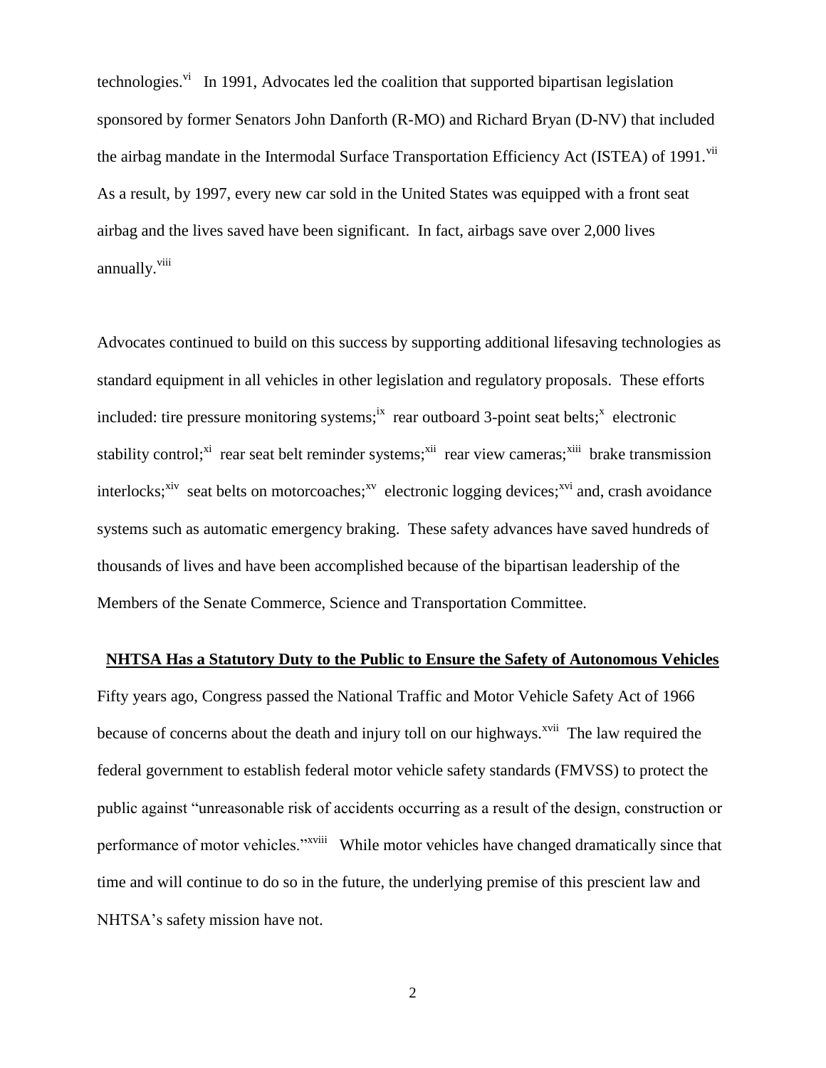technologies.[vi] In 1991, Advocates led the coalition that supported bipartisan legislation sponsored by former Senators John Danforth (R-MO) and Richard Bryan (D-NV) that included the airbag mandate in the Intermodal Surface Transportation Efficiency Act (ISTEA) of 1991.[vii] As a result, by 1997, every new car sold in the United States was equipped with a front seat airbag and the lives saved have been significant. In fact, airbags save over 2,000 lives annually.[viii]

Advocates continued to build on this success by supporting additional lifesaving technologies as standard equipment in all vehicles in other legislation and regulatory proposals. These efforts included: tire pressure monitoring systems;[ix] rear outboard 3-point seat belts;[x] electronic stability control;[xi] rear seat belt reminder systems;[xii] rear view cameras;[xiii] brake transmission interlocks;[xiv] seat belts on motorcoaches;[xv] electronic logging devices;[xvi] and, crash avoidance systems such as automatic emergency braking. These safety advances have saved hundreds of thousands of lives and have been accomplished because of the bipartisan leadership of the Members of the Senate Commerce, Science and Transportation Committee.

## NHTSA Has a Statutory Duty to the Public to Ensure the Safety of Autonomous Vehicles

Fifty years ago, Congress passed the National Traffic and Motor Vehicle Safety Act of 1966 because of concerns about the death and injury toll on our highways.[xvii] The law required the federal government to establish federal motor vehicle safety standards (FMVSS) to protect the public against "unreasonable risk of accidents occurring as a result of the design, construction or performance of motor vehicles."[xviii] While motor vehicles have changed dramatically since that time and will continue to do so in the future, the underlying premise of this prescient law and NHTSA's safety mission have not.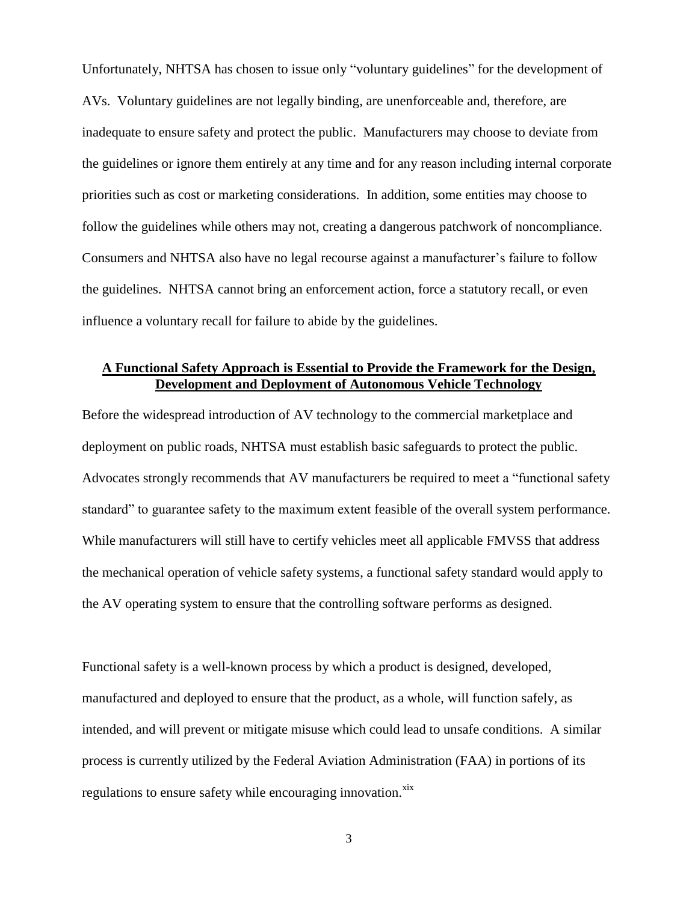Unfortunately, NHTSA has chosen to issue only "voluntary guidelines" for the development of AVs. Voluntary guidelines are not legally binding, are unenforceable and, therefore, are inadequate to ensure safety and protect the public. Manufacturers may choose to deviate from the guidelines or ignore them entirely at any time and for any reason including internal corporate priorities such as cost or marketing considerations. In addition, some entities may choose to follow the guidelines while others may not, creating a dangerous patchwork of noncompliance. Consumers and NHTSA also have no legal recourse against a manufacturer's failure to follow the guidelines. NHTSA cannot bring an enforcement action, force a statutory recall, or even influence a voluntary recall for failure to abide by the guidelines.

**A Functional Safety Approach is Essential to Provide the Framework for the Design, Development and Deployment of Autonomous Vehicle Technology**

Before the widespread introduction of AV technology to the commercial marketplace and deployment on public roads, NHTSA must establish basic safeguards to protect the public. Advocates strongly recommends that AV manufacturers be required to meet a "functional safety standard" to guarantee safety to the maximum extent feasible of the overall system performance. While manufacturers will still have to certify vehicles meet all applicable FMVSS that address the mechanical operation of vehicle safety systems, a functional safety standard would apply to the AV operating system to ensure that the controlling software performs as designed.

Functional safety is a well-known process by which a product is designed, developed, manufactured and deployed to ensure that the product, as a whole, will function safely, as intended, and will prevent or mitigate misuse which could lead to unsafe conditions. A similar process is currently utilized by the Federal Aviation Administration (FAA) in portions of its regulations to ensure safety while encouraging innovation.[xix]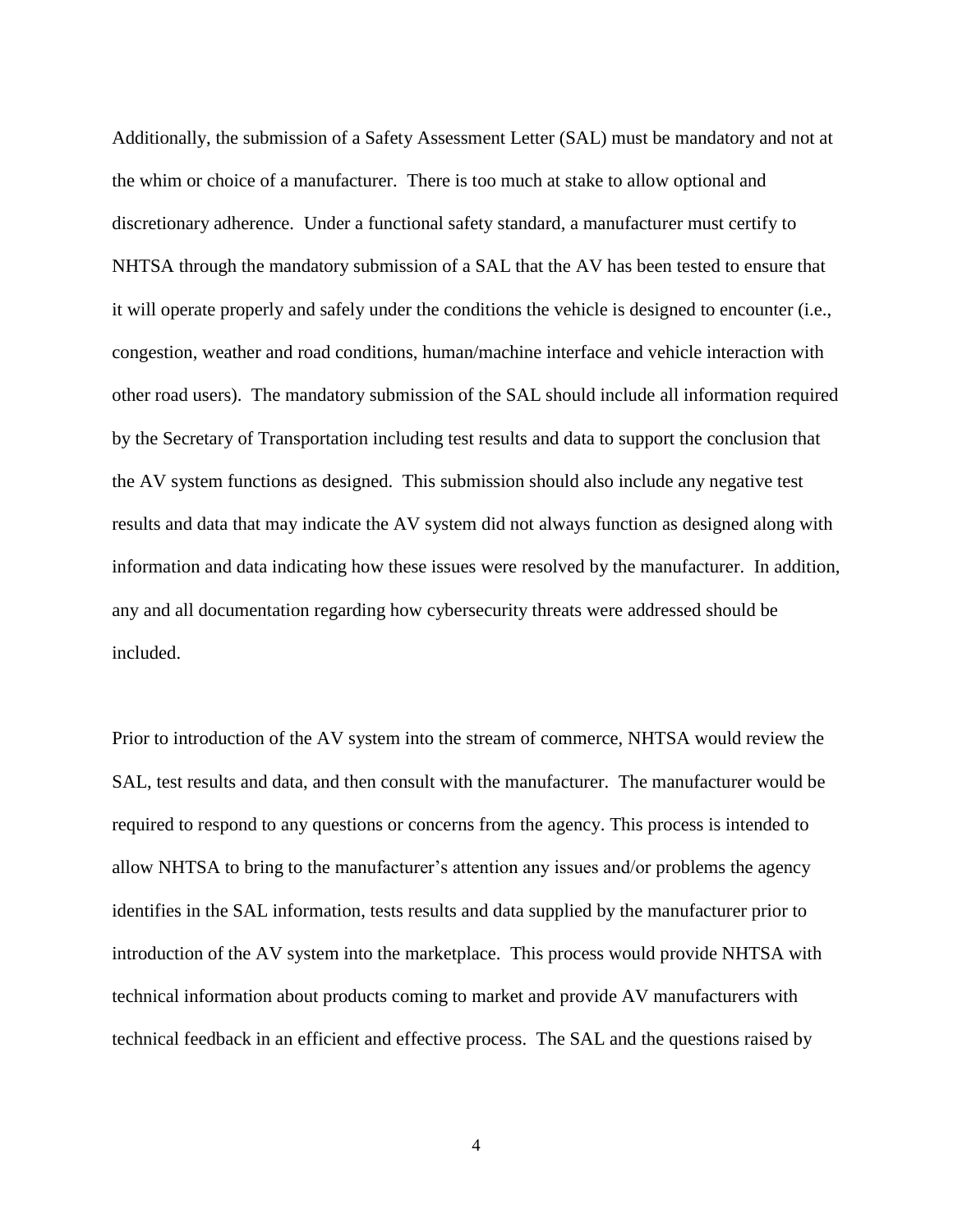Additionally, the submission of a Safety Assessment Letter (SAL) must be mandatory and not at the whim or choice of a manufacturer. There is too much at stake to allow optional and discretionary adherence. Under a functional safety standard, a manufacturer must certify to NHTSA through the mandatory submission of a SAL that the AV has been tested to ensure that it will operate properly and safely under the conditions the vehicle is designed to encounter (i.e., congestion, weather and road conditions, human/machine interface and vehicle interaction with other road users). The mandatory submission of the SAL should include all information required by the Secretary of Transportation including test results and data to support the conclusion that the AV system functions as designed. This submission should also include any negative test results and data that may indicate the AV system did not always function as designed along with information and data indicating how these issues were resolved by the manufacturer. In addition, any and all documentation regarding how cybersecurity threats were addressed should be included.

Prior to introduction of the AV system into the stream of commerce, NHTSA would review the SAL, test results and data, and then consult with the manufacturer. The manufacturer would be required to respond to any questions or concerns from the agency. This process is intended to allow NHTSA to bring to the manufacturer's attention any issues and/or problems the agency identifies in the SAL information, tests results and data supplied by the manufacturer prior to introduction of the AV system into the marketplace. This process would provide NHTSA with technical information about products coming to market and provide AV manufacturers with technical feedback in an efficient and effective process. The SAL and the questions raised by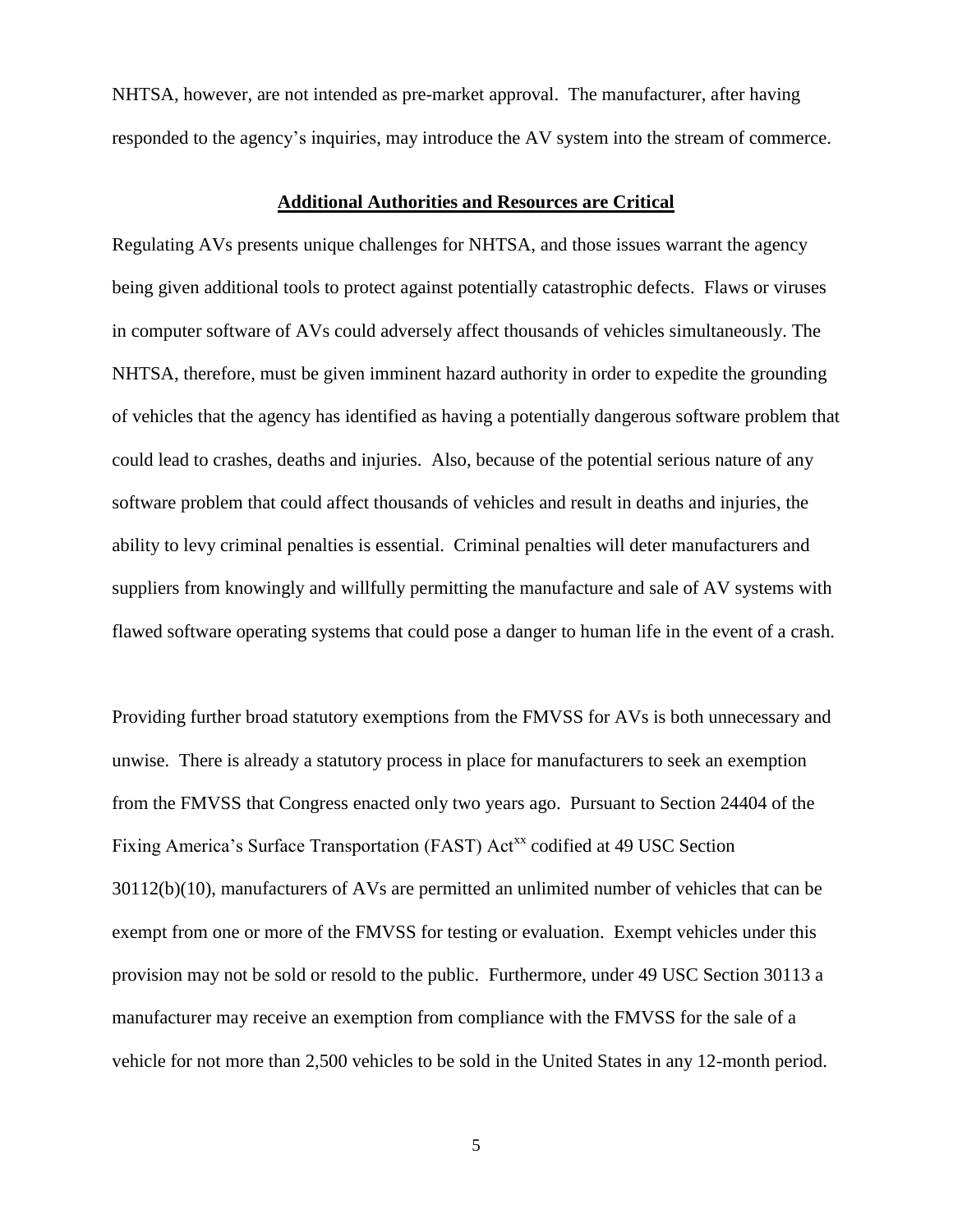NHTSA, however, are not intended as pre-market approval. The manufacturer, after having responded to the agency's inquiries, may introduce the AV system into the stream of commerce.

## Additional Authorities and Resources are Critical

Regulating AVs presents unique challenges for NHTSA, and those issues warrant the agency being given additional tools to protect against potentially catastrophic defects. Flaws or viruses in computer software of AVs could adversely affect thousands of vehicles simultaneously. The NHTSA, therefore, must be given imminent hazard authority in order to expedite the grounding of vehicles that the agency has identified as having a potentially dangerous software problem that could lead to crashes, deaths and injuries. Also, because of the potential serious nature of any software problem that could affect thousands of vehicles and result in deaths and injuries, the ability to levy criminal penalties is essential. Criminal penalties will deter manufacturers and suppliers from knowingly and willfully permitting the manufacture and sale of AV systems with flawed software operating systems that could pose a danger to human life in the event of a crash.

Providing further broad statutory exemptions from the FMVSS for AVs is both unnecessary and unwise. There is already a statutory process in place for manufacturers to seek an exemption from the FMVSS that Congress enacted only two years ago. Pursuant to Section 24404 of the Fixing America's Surface Transportation (FAST) Act[xx] codified at 49 USC Section 30112(b)(10), manufacturers of AVs are permitted an unlimited number of vehicles that can be exempt from one or more of the FMVSS for testing or evaluation. Exempt vehicles under this provision may not be sold or resold to the public. Furthermore, under 49 USC Section 30113 a manufacturer may receive an exemption from compliance with the FMVSS for the sale of a vehicle for not more than 2,500 vehicles to be sold in the United States in any 12-month period.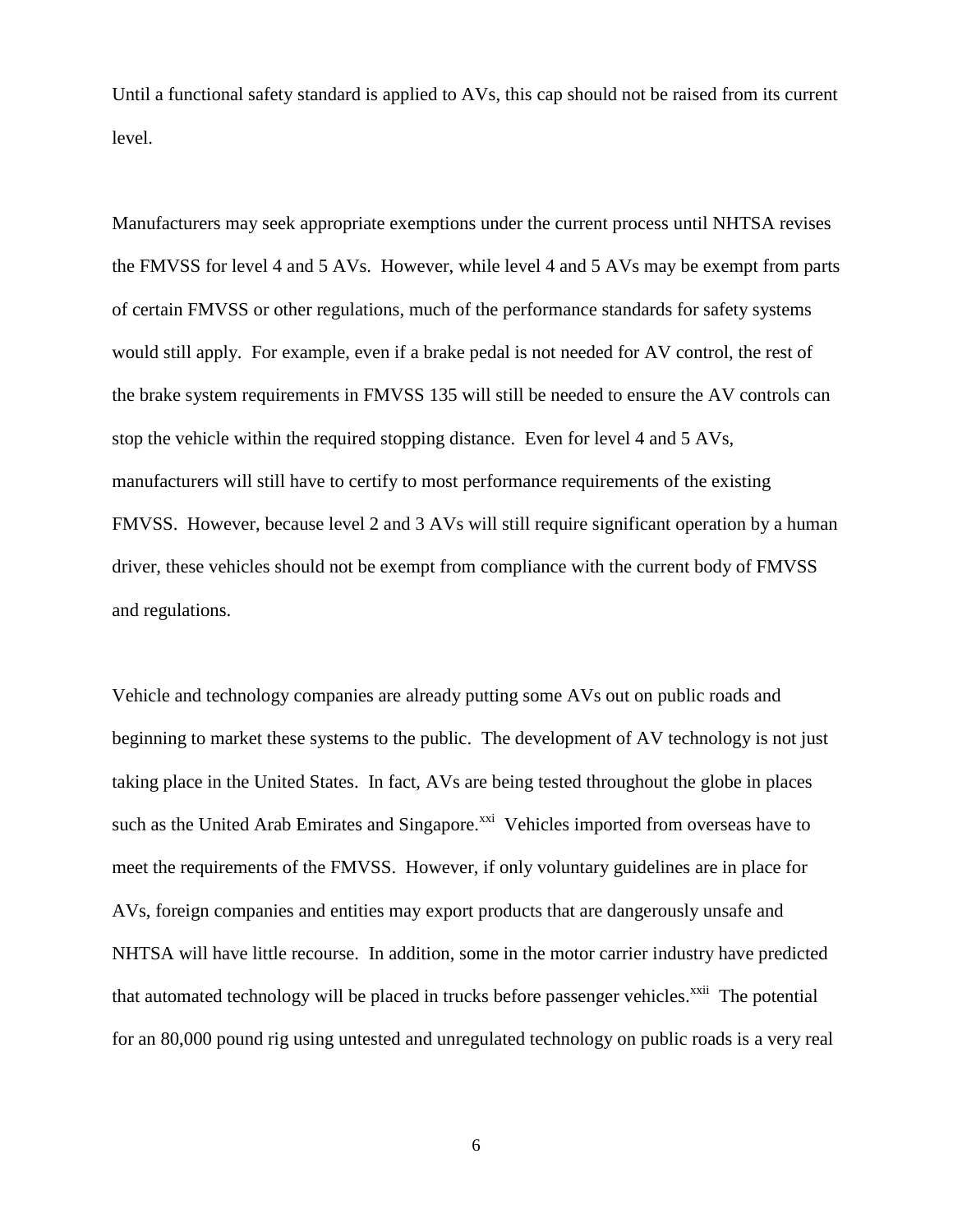Until a functional safety standard is applied to AVs, this cap should not be raised from its current level.

Manufacturers may seek appropriate exemptions under the current process until NHTSA revises the FMVSS for level 4 and 5 AVs. However, while level 4 and 5 AVs may be exempt from parts of certain FMVSS or other regulations, much of the performance standards for safety systems would still apply. For example, even if a brake pedal is not needed for AV control, the rest of the brake system requirements in FMVSS 135 will still be needed to ensure the AV controls can stop the vehicle within the required stopping distance. Even for level 4 and 5 AVs, manufacturers will still have to certify to most performance requirements of the existing FMVSS. However, because level 2 and 3 AVs will still require significant operation by a human driver, these vehicles should not be exempt from compliance with the current body of FMVSS and regulations.

Vehicle and technology companies are already putting some AVs out on public roads and beginning to market these systems to the public. The development of AV technology is not just taking place in the United States. In fact, AVs are being tested throughout the globe in places such as the United Arab Emirates and Singapore.[xxi] Vehicles imported from overseas have to meet the requirements of the FMVSS. However, if only voluntary guidelines are in place for AVs, foreign companies and entities may export products that are dangerously unsafe and NHTSA will have little recourse. In addition, some in the motor carrier industry have predicted that automated technology will be placed in trucks before passenger vehicles.[xxii] The potential for an 80,000 pound rig using untested and unregulated technology on public roads is a very real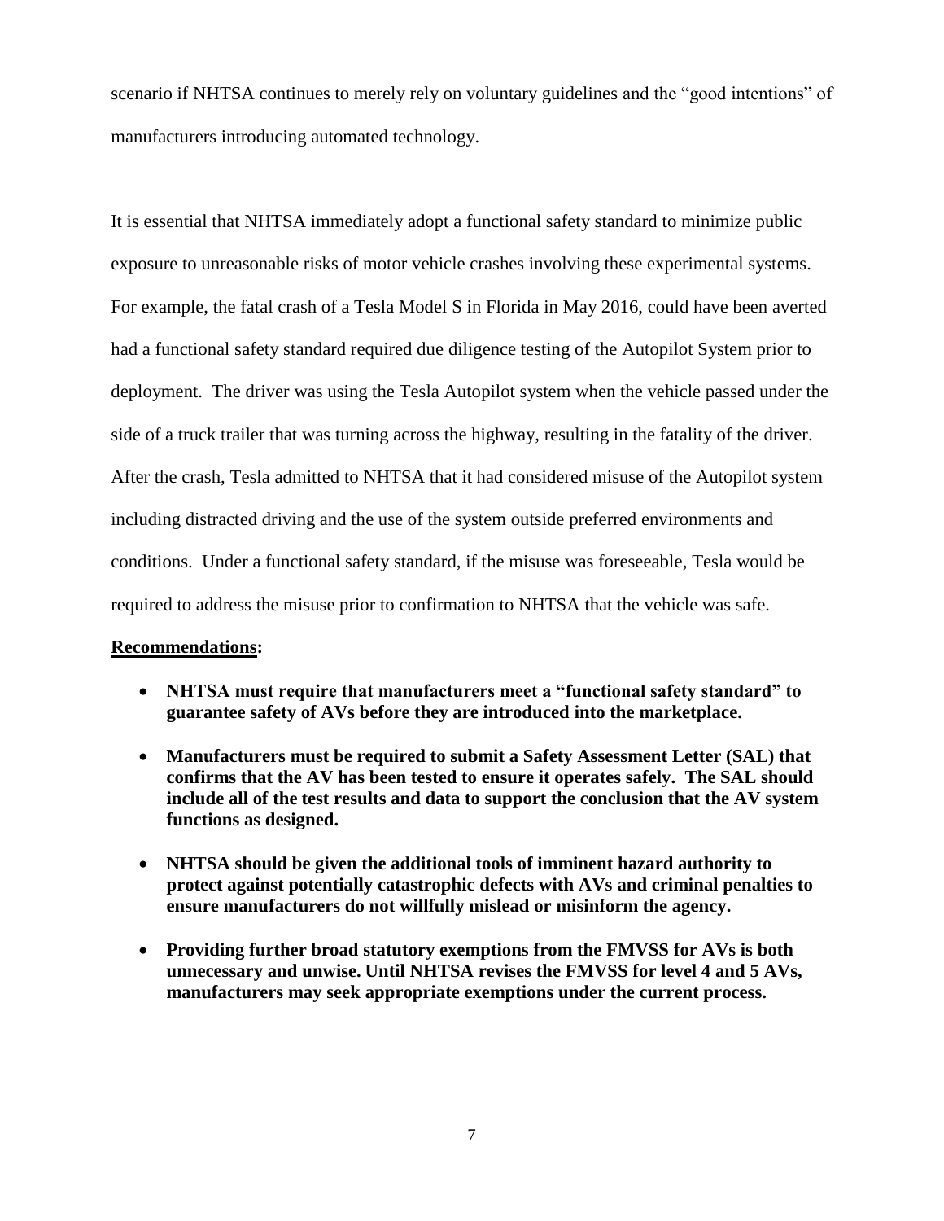scenario if NHTSA continues to merely rely on voluntary guidelines and the "good intentions" of manufacturers introducing automated technology.

It is essential that NHTSA immediately adopt a functional safety standard to minimize public exposure to unreasonable risks of motor vehicle crashes involving these experimental systems. For example, the fatal crash of a Tesla Model S in Florida in May 2016, could have been averted had a functional safety standard required due diligence testing of the Autopilot System prior to deployment. The driver was using the Tesla Autopilot system when the vehicle passed under the side of a truck trailer that was turning across the highway, resulting in the fatality of the driver. After the crash, Tesla admitted to NHTSA that it had considered misuse of the Autopilot system including distracted driving and the use of the system outside preferred environments and conditions. Under a functional safety standard, if the misuse was foreseeable, Tesla would be required to address the misuse prior to confirmation to NHTSA that the vehicle was safe.

**<u>Recommendations</u>:**

- **NHTSA must require that manufacturers meet a "functional safety standard" to guarantee safety of AVs before they are introduced into the marketplace.**
- **Manufacturers must be required to submit a Safety Assessment Letter (SAL) that confirms that the AV has been tested to ensure it operates safely. The SAL should include all of the test results and data to support the conclusion that the AV system functions as designed.**
- **NHTSA should be given the additional tools of imminent hazard authority to protect against potentially catastrophic defects with AVs and criminal penalties to ensure manufacturers do not willfully mislead or misinform the agency.**
- **Providing further broad statutory exemptions from the FMVSS for AVs is both unnecessary and unwise. Until NHTSA revises the FMVSS for level 4 and 5 AVs, manufacturers may seek appropriate exemptions under the current process.**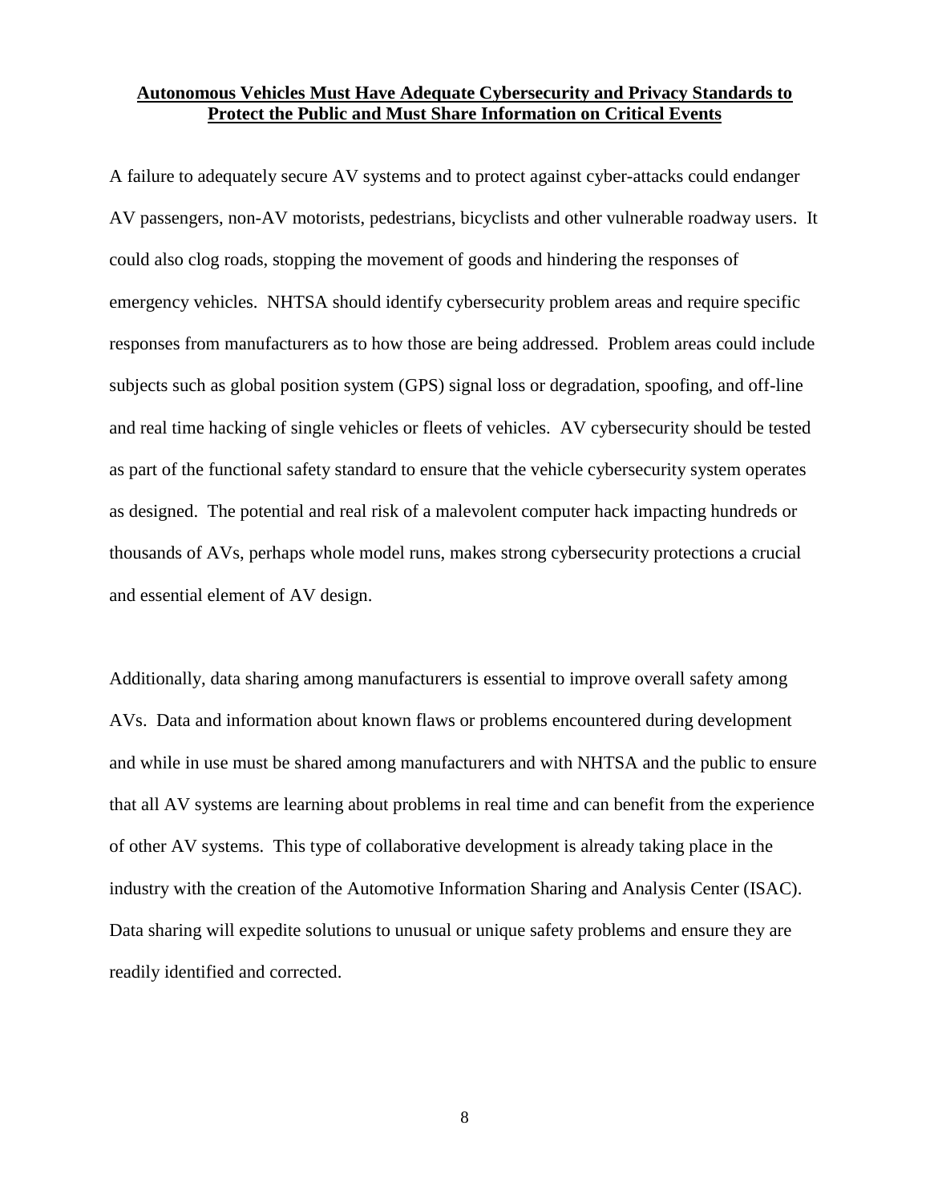**Autonomous Vehicles Must Have Adequate Cybersecurity and Privacy Standards to Protect the Public and Must Share Information on Critical Events**

A failure to adequately secure AV systems and to protect against cyber-attacks could endanger AV passengers, non-AV motorists, pedestrians, bicyclists and other vulnerable roadway users. It could also clog roads, stopping the movement of goods and hindering the responses of emergency vehicles. NHTSA should identify cybersecurity problem areas and require specific responses from manufacturers as to how those are being addressed. Problem areas could include subjects such as global position system (GPS) signal loss or degradation, spoofing, and off-line and real time hacking of single vehicles or fleets of vehicles. AV cybersecurity should be tested as part of the functional safety standard to ensure that the vehicle cybersecurity system operates as designed. The potential and real risk of a malevolent computer hack impacting hundreds or thousands of AVs, perhaps whole model runs, makes strong cybersecurity protections a crucial and essential element of AV design.

Additionally, data sharing among manufacturers is essential to improve overall safety among AVs. Data and information about known flaws or problems encountered during development and while in use must be shared among manufacturers and with NHTSA and the public to ensure that all AV systems are learning about problems in real time and can benefit from the experience of other AV systems. This type of collaborative development is already taking place in the industry with the creation of the Automotive Information Sharing and Analysis Center (ISAC). Data sharing will expedite solutions to unusual or unique safety problems and ensure they are readily identified and corrected.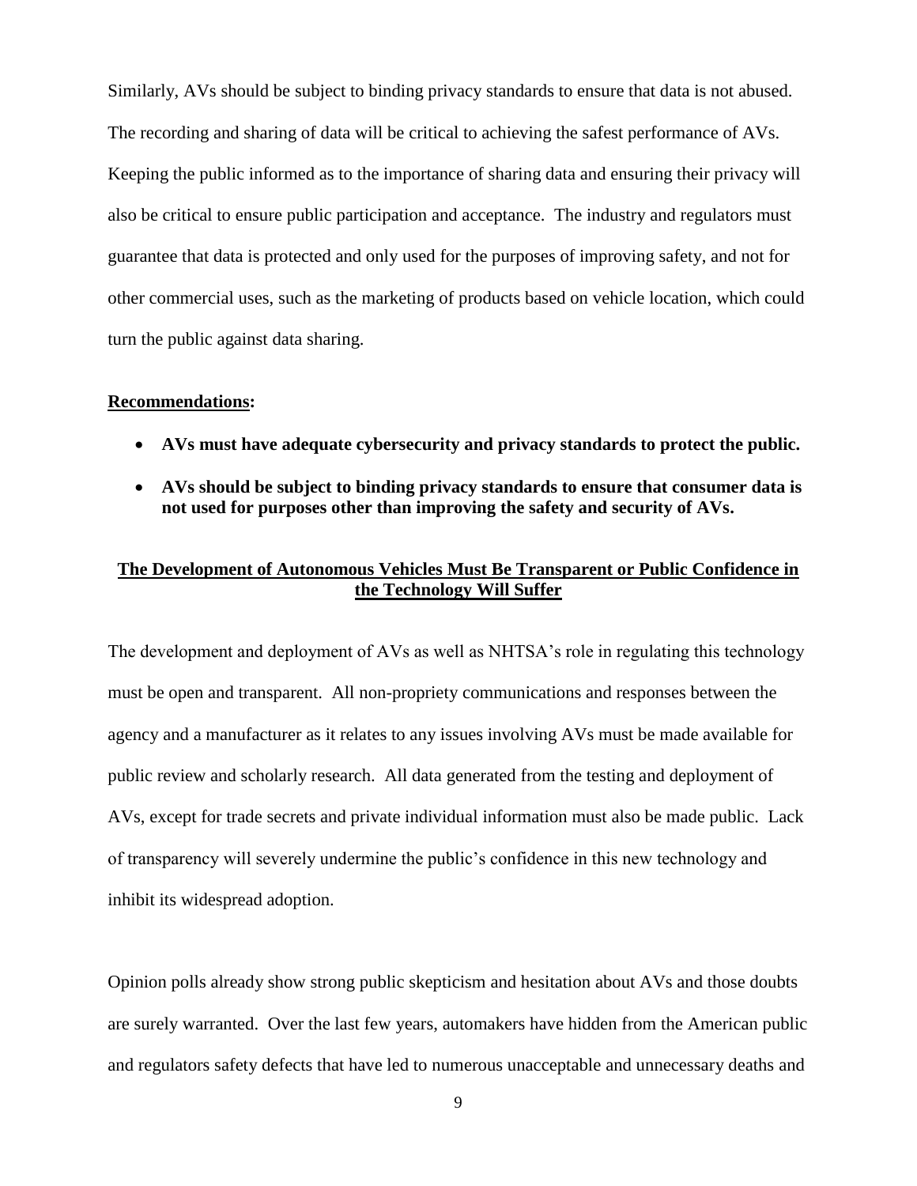Similarly, AVs should be subject to binding privacy standards to ensure that data is not abused. The recording and sharing of data will be critical to achieving the safest performance of AVs. Keeping the public informed as to the importance of sharing data and ensuring their privacy will also be critical to ensure public participation and acceptance. The industry and regulators must guarantee that data is protected and only used for the purposes of improving safety, and not for other commercial uses, such as the marketing of products based on vehicle location, which could turn the public against data sharing.

**Recommendations:**

- **AVs must have adequate cybersecurity and privacy standards to protect the public.**
- **AVs should be subject to binding privacy standards to ensure that consumer data is not used for purposes other than improving the safety and security of AVs.**

## The Development of Autonomous Vehicles Must Be Transparent or Public Confidence in the Technology Will Suffer

The development and deployment of AVs as well as NHTSA's role in regulating this technology must be open and transparent. All non-propriety communications and responses between the agency and a manufacturer as it relates to any issues involving AVs must be made available for public review and scholarly research. All data generated from the testing and deployment of AVs, except for trade secrets and private individual information must also be made public. Lack of transparency will severely undermine the public's confidence in this new technology and inhibit its widespread adoption.

Opinion polls already show strong public skepticism and hesitation about AVs and those doubts are surely warranted. Over the last few years, automakers have hidden from the American public and regulators safety defects that have led to numerous unacceptable and unnecessary deaths and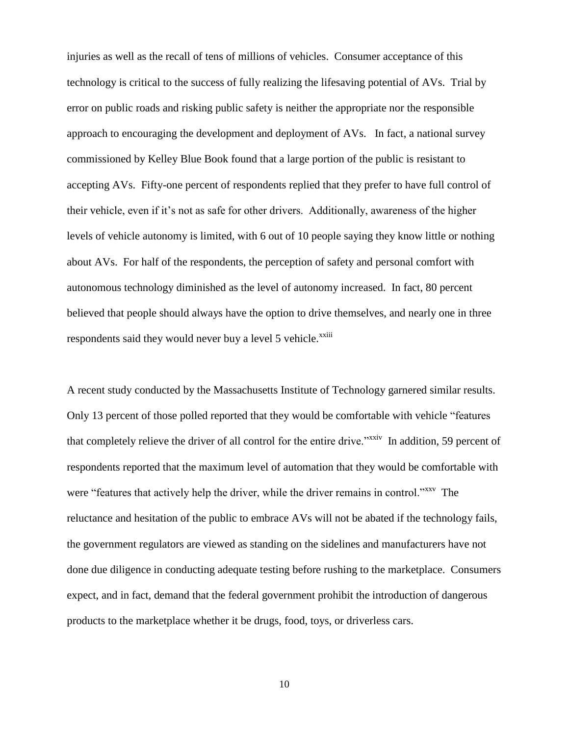injuries as well as the recall of tens of millions of vehicles. Consumer acceptance of this technology is critical to the success of fully realizing the lifesaving potential of AVs. Trial by error on public roads and risking public safety is neither the appropriate nor the responsible approach to encouraging the development and deployment of AVs. In fact, a national survey commissioned by Kelley Blue Book found that a large portion of the public is resistant to accepting AVs. Fifty-one percent of respondents replied that they prefer to have full control of their vehicle, even if it's not as safe for other drivers. Additionally, awareness of the higher levels of vehicle autonomy is limited, with 6 out of 10 people saying they know little or nothing about AVs. For half of the respondents, the perception of safety and personal comfort with autonomous technology diminished as the level of autonomy increased. In fact, 80 percent believed that people should always have the option to drive themselves, and nearly one in three respondents said they would never buy a level 5 vehicle.[xxiii]

A recent study conducted by the Massachusetts Institute of Technology garnered similar results. Only 13 percent of those polled reported that they would be comfortable with vehicle "features that completely relieve the driver of all control for the entire drive."[xxiv] In addition, 59 percent of respondents reported that the maximum level of automation that they would be comfortable with were "features that actively help the driver, while the driver remains in control."[xxv] The reluctance and hesitation of the public to embrace AVs will not be abated if the technology fails, the government regulators are viewed as standing on the sidelines and manufacturers have not done due diligence in conducting adequate testing before rushing to the marketplace. Consumers expect, and in fact, demand that the federal government prohibit the introduction of dangerous products to the marketplace whether it be drugs, food, toys, or driverless cars.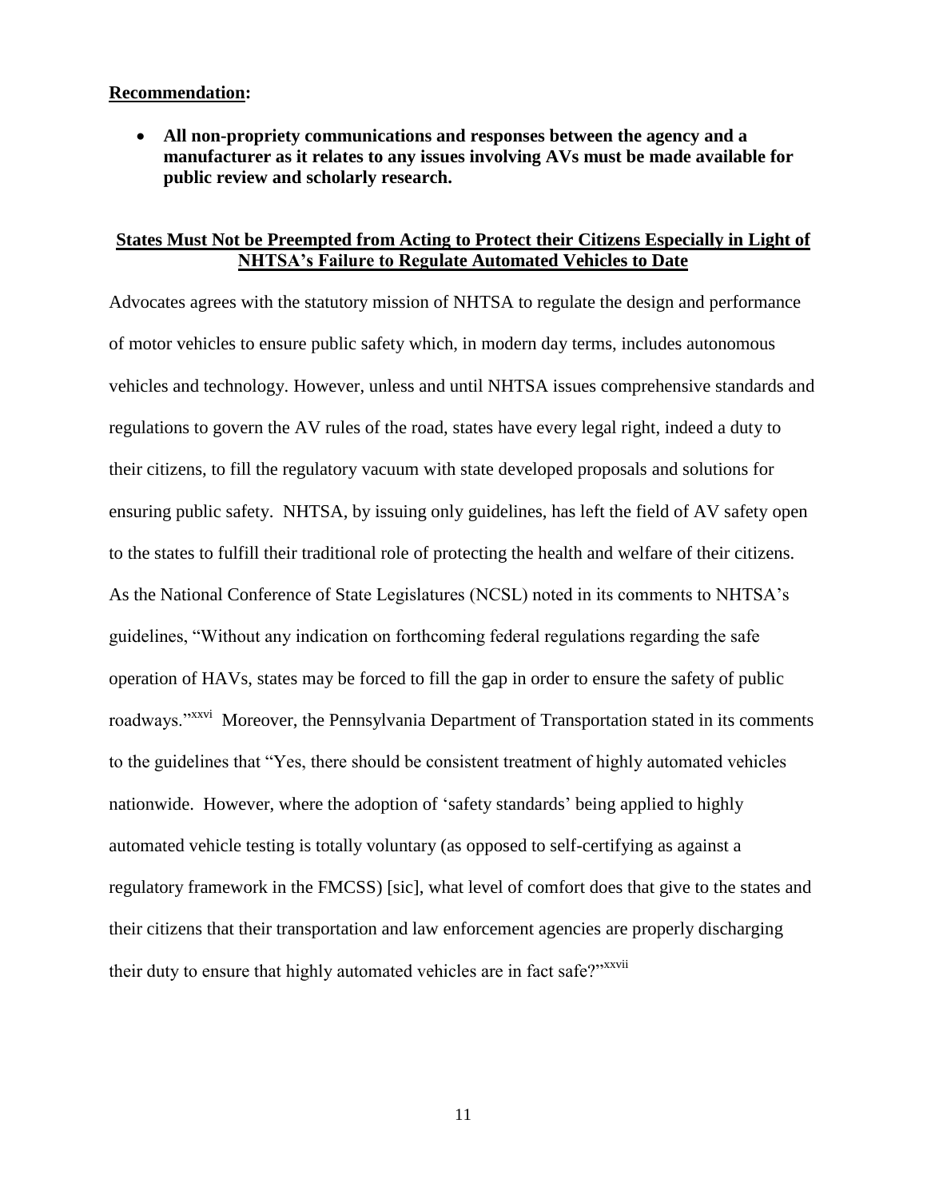**Recommendation:**

- **All non-propriety communications and responses between the agency and a manufacturer as it relates to any issues involving AVs must be made available for public review and scholarly research.**

**States Must Not be Preempted from Acting to Protect their Citizens Especially in Light of NHTSA's Failure to Regulate Automated Vehicles to Date**

Advocates agrees with the statutory mission of NHTSA to regulate the design and performance of motor vehicles to ensure public safety which, in modern day terms, includes autonomous vehicles and technology. However, unless and until NHTSA issues comprehensive standards and regulations to govern the AV rules of the road, states have every legal right, indeed a duty to their citizens, to fill the regulatory vacuum with state developed proposals and solutions for ensuring public safety. NHTSA, by issuing only guidelines, has left the field of AV safety open to the states to fulfill their traditional role of protecting the health and welfare of their citizens. As the National Conference of State Legislatures (NCSL) noted in its comments to NHTSA's guidelines, "Without any indication on forthcoming federal regulations regarding the safe operation of HAVs, states may be forced to fill the gap in order to ensure the safety of public roadways."[xxvi] Moreover, the Pennsylvania Department of Transportation stated in its comments to the guidelines that "Yes, there should be consistent treatment of highly automated vehicles nationwide. However, where the adoption of 'safety standards' being applied to highly automated vehicle testing is totally voluntary (as opposed to self-certifying as against a regulatory framework in the FMCSS) [sic], what level of comfort does that give to the states and their citizens that their transportation and law enforcement agencies are properly discharging their duty to ensure that highly automated vehicles are in fact safe?"[xxvii]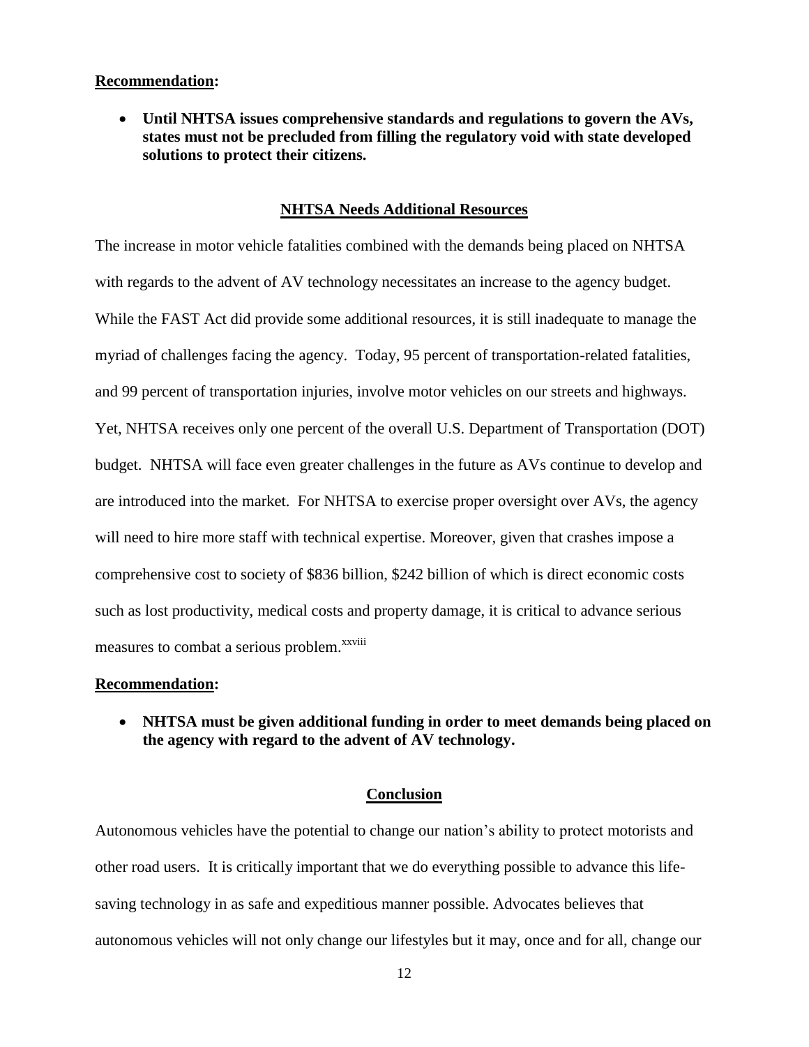**Recommendation:**

- **Until NHTSA issues comprehensive standards and regulations to govern the AVs, states must not be precluded from filling the regulatory void with state developed solutions to protect their citizens.**

## NHTSA Needs Additional Resources

The increase in motor vehicle fatalities combined with the demands being placed on NHTSA with regards to the advent of AV technology necessitates an increase to the agency budget. While the FAST Act did provide some additional resources, it is still inadequate to manage the myriad of challenges facing the agency. Today, 95 percent of transportation-related fatalities, and 99 percent of transportation injuries, involve motor vehicles on our streets and highways. Yet, NHTSA receives only one percent of the overall U.S. Department of Transportation (DOT) budget. NHTSA will face even greater challenges in the future as AVs continue to develop and are introduced into the market. For NHTSA to exercise proper oversight over AVs, the agency will need to hire more staff with technical expertise. Moreover, given that crashes impose a comprehensive cost to society of $836 billion, $242 billion of which is direct economic costs such as lost productivity, medical costs and property damage, it is critical to advance serious measures to combat a serious problem.[xxviii]

**Recommendation:**

- **NHTSA must be given additional funding in order to meet demands being placed on the agency with regard to the advent of AV technology.**

## Conclusion

Autonomous vehicles have the potential to change our nation's ability to protect motorists and other road users. It is critically important that we do everything possible to advance this life-saving technology in as safe and expeditious manner possible. Advocates believes that autonomous vehicles will not only change our lifestyles but it may, once and for all, change our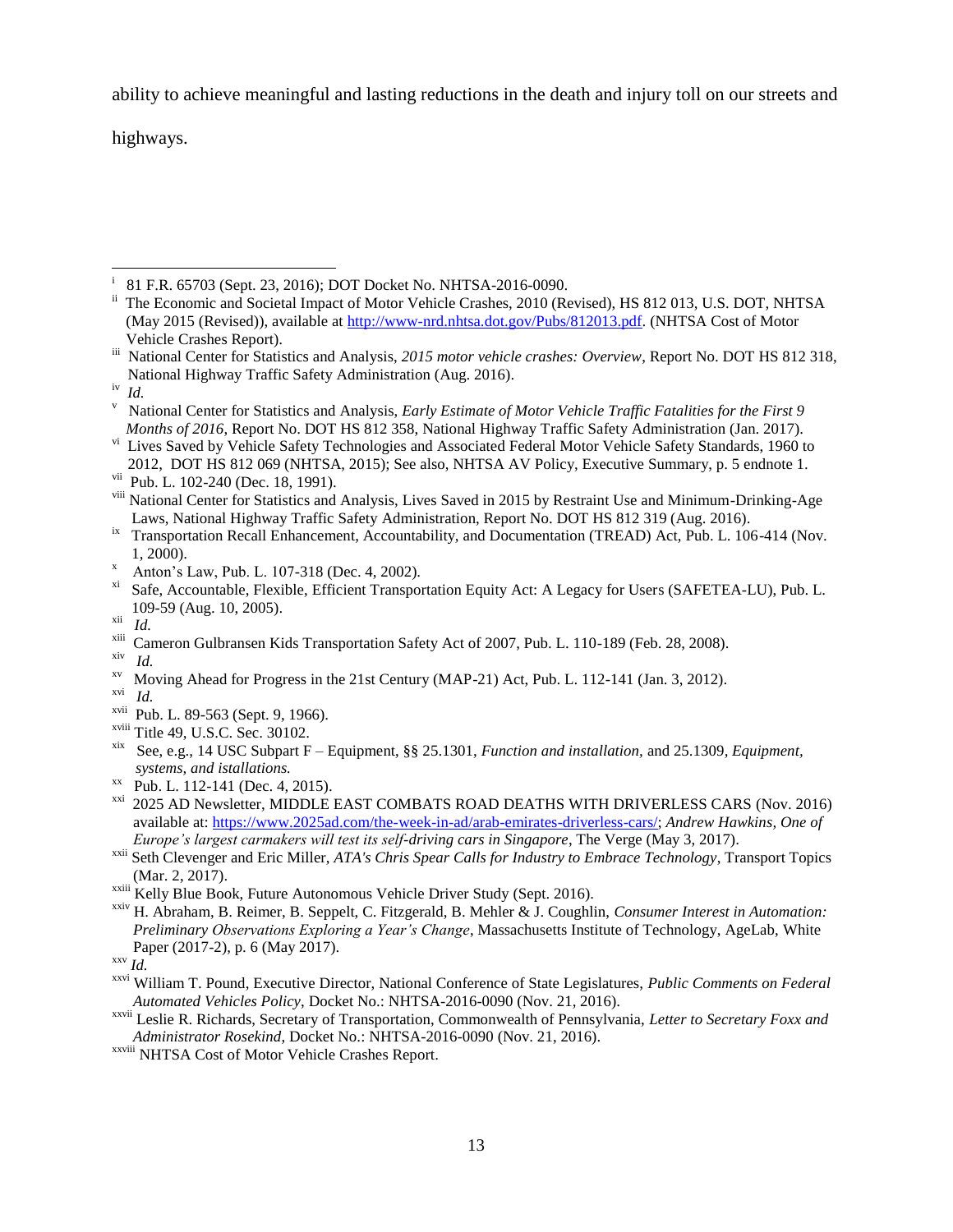ability to achieve meaningful and lasting reductions in the death and injury toll on our streets and highways.

---

[i] 81 F.R. 65703 (Sept. 23, 2016); DOT Docket No. NHTSA-2016-0090.

[ii] The Economic and Societal Impact of Motor Vehicle Crashes, 2010 (Revised), HS 812 013, U.S. DOT, NHTSA (May 2015 (Revised)), available at http://www-nrd.nhtsa.dot.gov/Pubs/812013.pdf. (NHTSA Cost of Motor Vehicle Crashes Report).

[iii] National Center for Statistics and Analysis, *2015 motor vehicle crashes: Overview*, Report No. DOT HS 812 318, National Highway Traffic Safety Administration (Aug. 2016).

[iv] *Id.*

[v] National Center for Statistics and Analysis, *Early Estimate of Motor Vehicle Traffic Fatalities for the First 9 Months of 2016*, Report No. DOT HS 812 358, National Highway Traffic Safety Administration (Jan. 2017).

[vi] Lives Saved by Vehicle Safety Technologies and Associated Federal Motor Vehicle Safety Standards, 1960 to 2012, DOT HS 812 069 (NHTSA, 2015); See also, NHTSA AV Policy, Executive Summary, p. 5 endnote 1.

[vii] Pub. L. 102-240 (Dec. 18, 1991).

[viii] National Center for Statistics and Analysis, Lives Saved in 2015 by Restraint Use and Minimum-Drinking-Age Laws, National Highway Traffic Safety Administration, Report No. DOT HS 812 319 (Aug. 2016).

[ix] Transportation Recall Enhancement, Accountability, and Documentation (TREAD) Act, Pub. L. 106-414 (Nov. 1, 2000).

[x] Anton's Law, Pub. L. 107-318 (Dec. 4, 2002).

[xi] Safe, Accountable, Flexible, Efficient Transportation Equity Act: A Legacy for Users (SAFETEA-LU), Pub. L. 109-59 (Aug. 10, 2005).

[xii] *Id.*

[xiii] Cameron Gulbransen Kids Transportation Safety Act of 2007, Pub. L. 110-189 (Feb. 28, 2008).

[xiv] *Id.*

[xv] Moving Ahead for Progress in the 21st Century (MAP-21) Act, Pub. L. 112-141 (Jan. 3, 2012).

[xvi] *Id.*

[xvii] Pub. L. 89-563 (Sept. 9, 1966).

[xviii] Title 49, U.S.C. Sec. 30102.

[xix] See, e.g., 14 USC Subpart F – Equipment, §§ 25.1301, *Function and installation,* and 25.1309, *Equipment, systems, and istallations.*

[xx] Pub. L. 112-141 (Dec. 4, 2015).

[xxi] 2025 AD Newsletter, MIDDLE EAST COMBATS ROAD DEATHS WITH DRIVERLESS CARS (Nov. 2016) available at: https://www.2025ad.com/the-week-in-ad/arab-emirates-driverless-cars/; *Andrew Hawkins, One of Europe's largest carmakers will test its self-driving cars in Singapore*, The Verge (May 3, 2017).

[xxii] Seth Clevenger and Eric Miller, *ATA's Chris Spear Calls for Industry to Embrace Technology*, Transport Topics (Mar. 2, 2017).

[xxiii] Kelly Blue Book, Future Autonomous Vehicle Driver Study (Sept. 2016).

[xxiv] H. Abraham, B. Reimer, B. Seppelt, C. Fitzgerald, B. Mehler & J. Coughlin, *Consumer Interest in Automation: Preliminary Observations Exploring a Year's Change*, Massachusetts Institute of Technology, AgeLab, White Paper (2017-2), p. 6 (May 2017).

[xxv] *Id.*

[xxvi] William T. Pound, Executive Director, National Conference of State Legislatures, *Public Comments on Federal Automated Vehicles Policy*, Docket No.: NHTSA-2016-0090 (Nov. 21, 2016).

[xxvii] Leslie R. Richards, Secretary of Transportation, Commonwealth of Pennsylvania, *Letter to Secretary Foxx and Administrator Rosekind*, Docket No.: NHTSA-2016-0090 (Nov. 21, 2016).

[xxviii] NHTSA Cost of Motor Vehicle Crashes Report.